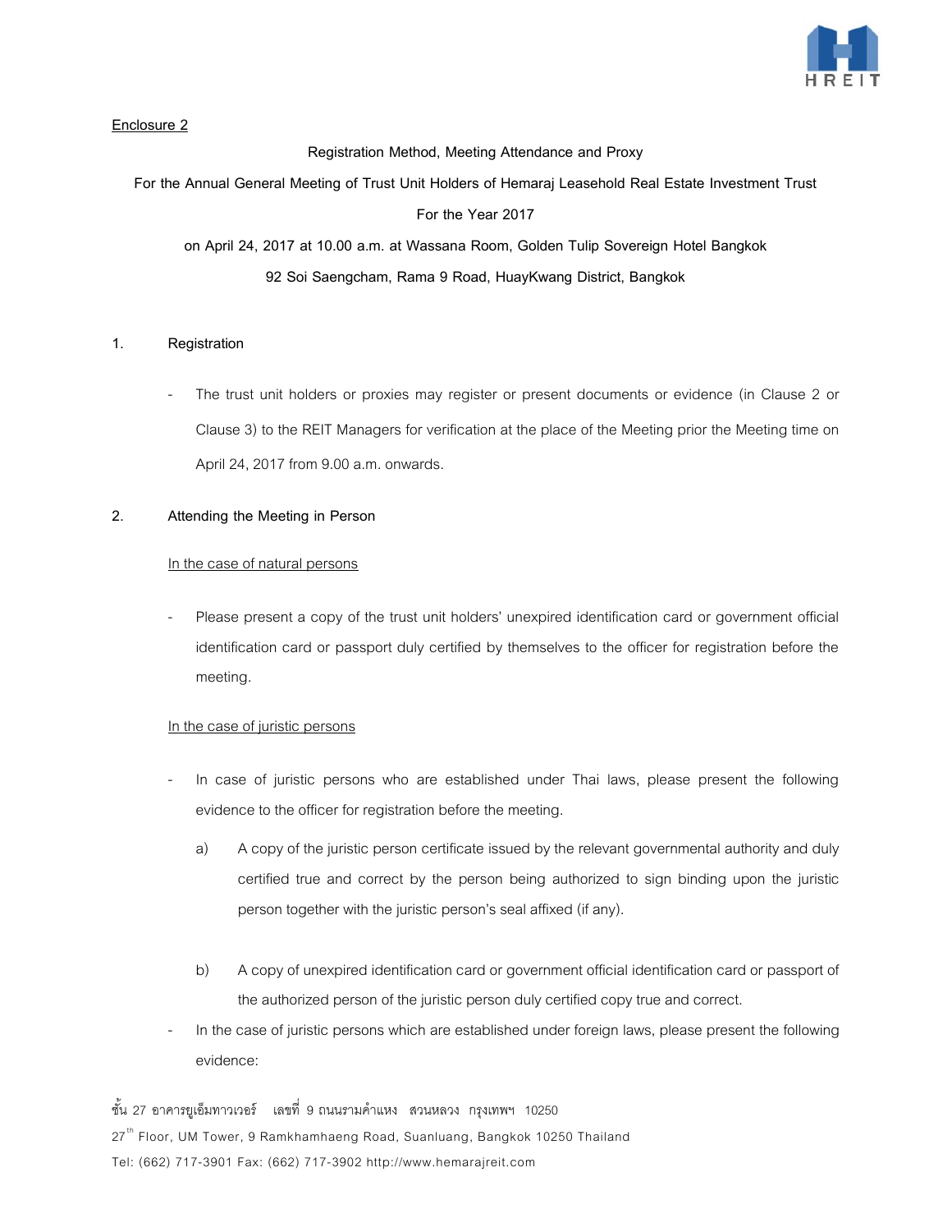Enclosure 2

**Registration Method, Meeting Attendance and Proxy**

**For the Annual General Meeting of Trust Unit Holders of Hemaraj Leasehold Real Estate Investment Trust For the Year 2017**

**on April 24, 2017 at 10.00 a.m. at Wassana Room, Golden Tulip Sovereign Hotel Bangkok 92 Soi Saengcham, Rama 9 Road, HuayKwang District, Bangkok**

## 1. Registration

- The trust unit holders or proxies may register or present documents or evidence (in Clause 2 or Clause 3) to the REIT Managers for verification at the place of the Meeting prior the Meeting time on April 24, 2017 from 9.00 a.m. onwards.

## 2. Attending the Meeting in Person

In the case of natural persons

- Please present a copy of the trust unit holders' unexpired identification card or government official identification card or passport duly certified by themselves to the officer for registration before the meeting.

In the case of juristic persons

- In case of juristic persons who are established under Thai laws, please present the following evidence to the officer for registration before the meeting.
  - a) A copy of the juristic person certificate issued by the relevant governmental authority and duly certified true and correct by the person being authorized to sign binding upon the juristic person together with the juristic person's seal affixed (if any).
  - b) A copy of unexpired identification card or government official identification card or passport of the authorized person of the juristic person duly certified copy true and correct.
- In the case of juristic persons which are established under foreign laws, please present the following evidence: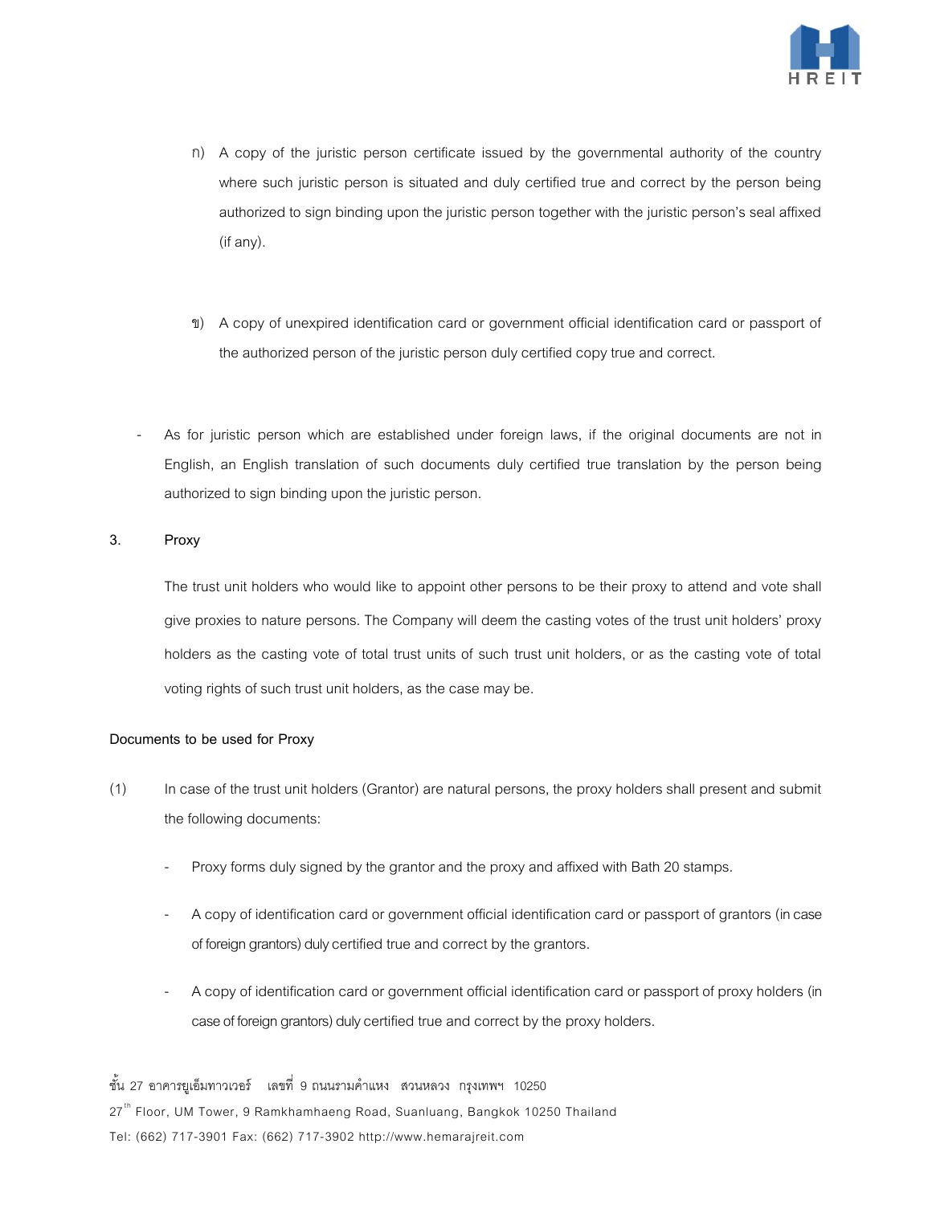ก) A copy of the juristic person certificate issued by the governmental authority of the country where such juristic person is situated and duly certified true and correct by the person being authorized to sign binding upon the juristic person together with the juristic person's seal affixed (if any).

ข) A copy of unexpired identification card or government official identification card or passport of the authorized person of the juristic person duly certified copy true and correct.

- As for juristic person which are established under foreign laws, if the original documents are not in English, an English translation of such documents duly certified true translation by the person being authorized to sign binding upon the juristic person.

**3. Proxy**

The trust unit holders who would like to appoint other persons to be their proxy to attend and vote shall give proxies to nature persons. The Company will deem the casting votes of the trust unit holders' proxy holders as the casting vote of total trust units of such trust unit holders, or as the casting vote of total voting rights of such trust unit holders, as the case may be.

**Documents to be used for Proxy**

(1) In case of the trust unit holders (Grantor) are natural persons, the proxy holders shall present and submit the following documents:

- Proxy forms duly signed by the grantor and the proxy and affixed with Bath 20 stamps.
- A copy of identification card or government official identification card or passport of grantors (in case of foreign grantors) duly certified true and correct by the grantors.
- A copy of identification card or government official identification card or passport of proxy holders (in case of foreign grantors) duly certified true and correct by the proxy holders.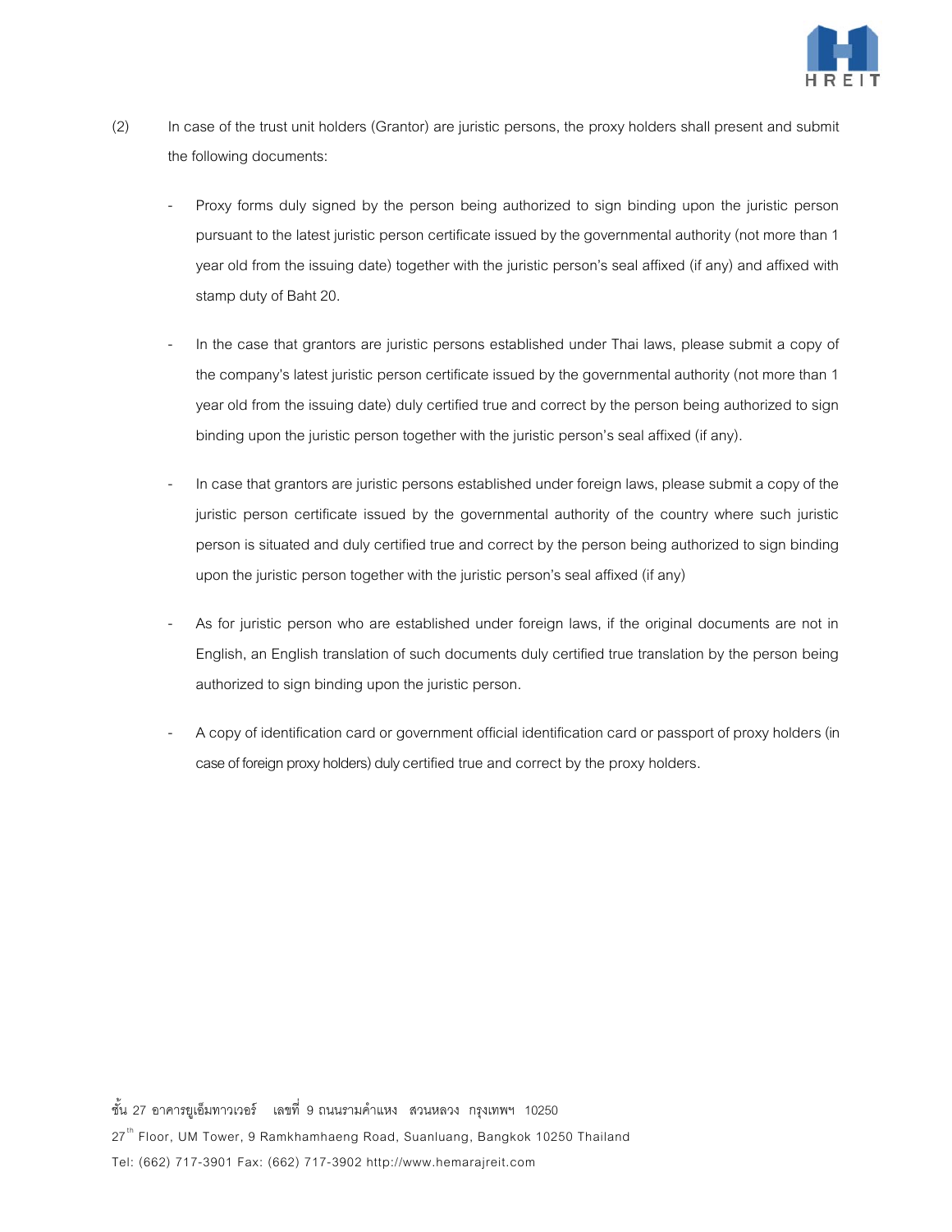(2) In case of the trust unit holders (Grantor) are juristic persons, the proxy holders shall present and submit the following documents:

- Proxy forms duly signed by the person being authorized to sign binding upon the juristic person pursuant to the latest juristic person certificate issued by the governmental authority (not more than 1 year old from the issuing date) together with the juristic person's seal affixed (if any) and affixed with stamp duty of Baht 20.

- In the case that grantors are juristic persons established under Thai laws, please submit a copy of the company's latest juristic person certificate issued by the governmental authority (not more than 1 year old from the issuing date) duly certified true and correct by the person being authorized to sign binding upon the juristic person together with the juristic person's seal affixed (if any).

- In case that grantors are juristic persons established under foreign laws, please submit a copy of the juristic person certificate issued by the governmental authority of the country where such juristic person is situated and duly certified true and correct by the person being authorized to sign binding upon the juristic person together with the juristic person's seal affixed (if any)

- As for juristic person who are established under foreign laws, if the original documents are not in English, an English translation of such documents duly certified true translation by the person being authorized to sign binding upon the juristic person.

- A copy of identification card or government official identification card or passport of proxy holders (in case of foreign proxy holders) duly certified true and correct by the proxy holders.